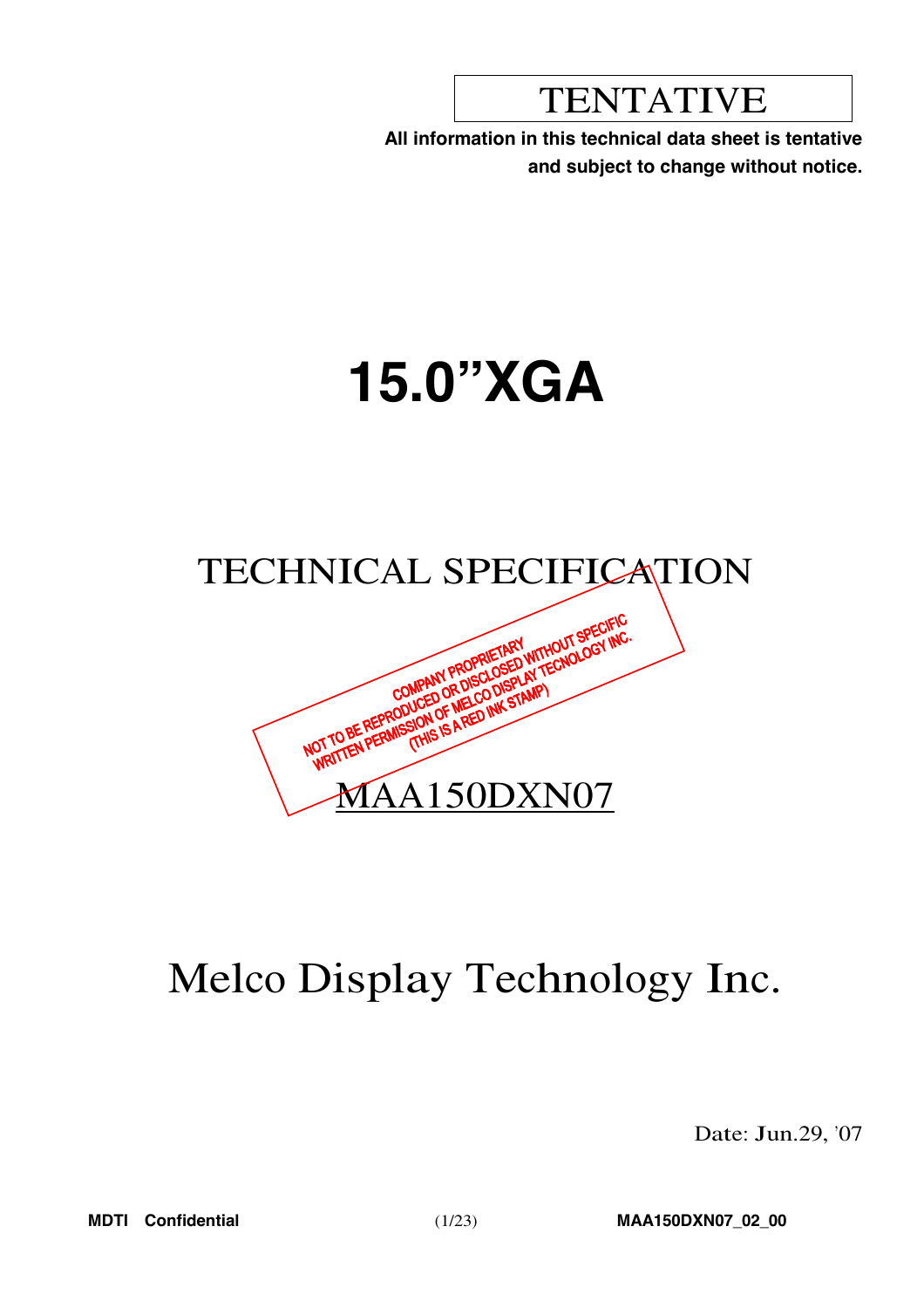TENTATIVE

**All information in this technical data sheet is tentative and subject to change without notice.**

# 15.0”XGA

## TECHNICAL SPECIFICATION

COMPANY PROPRIETARY
NOT TO BE REPRODUCED OR DISCLOSED WITHOUT SPECIFIC WRITTEN PERMISSION OF MELCO DISPLAY TECNOLOGY INC.
(THIS IS A RED INK STAMP)

MAA150DXN07

# Melco Display Technology Inc.

Date: Jun.29, '07

**MDTI Confidential** **MAA150DXN07_02_00**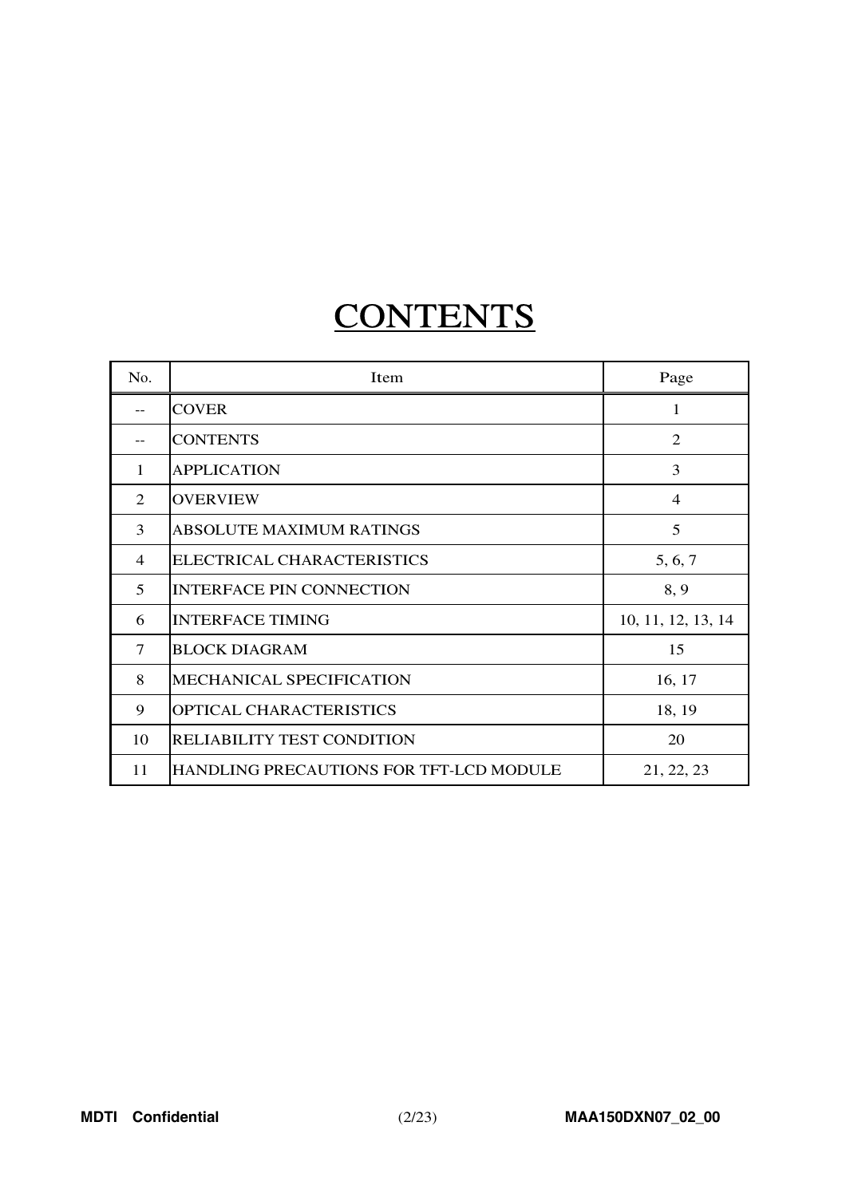# CONTENTS

| No. | Item | Page |
|---|---|---|
| -- | COVER | 1 |
| -- | CONTENTS | 2 |
| 1 | APPLICATION | 3 |
| 2 | OVERVIEW | 4 |
| 3 | ABSOLUTE MAXIMUM RATINGS | 5 |
| 4 | ELECTRICAL CHARACTERISTICS | 5, 6, 7 |
| 5 | INTERFACE PIN CONNECTION | 8, 9 |
| 6 | INTERFACE TIMING | 10, 11, 12, 13, 14 |
| 7 | BLOCK DIAGRAM | 15 |
| 8 | MECHANICAL SPECIFICATION | 16, 17 |
| 9 | OPTICAL CHARACTERISTICS | 18, 19 |
| 10 | RELIABILITY TEST CONDITION | 20 |
| 11 | HANDLING PRECAUTIONS FOR TFT-LCD MODULE | 21, 22, 23 |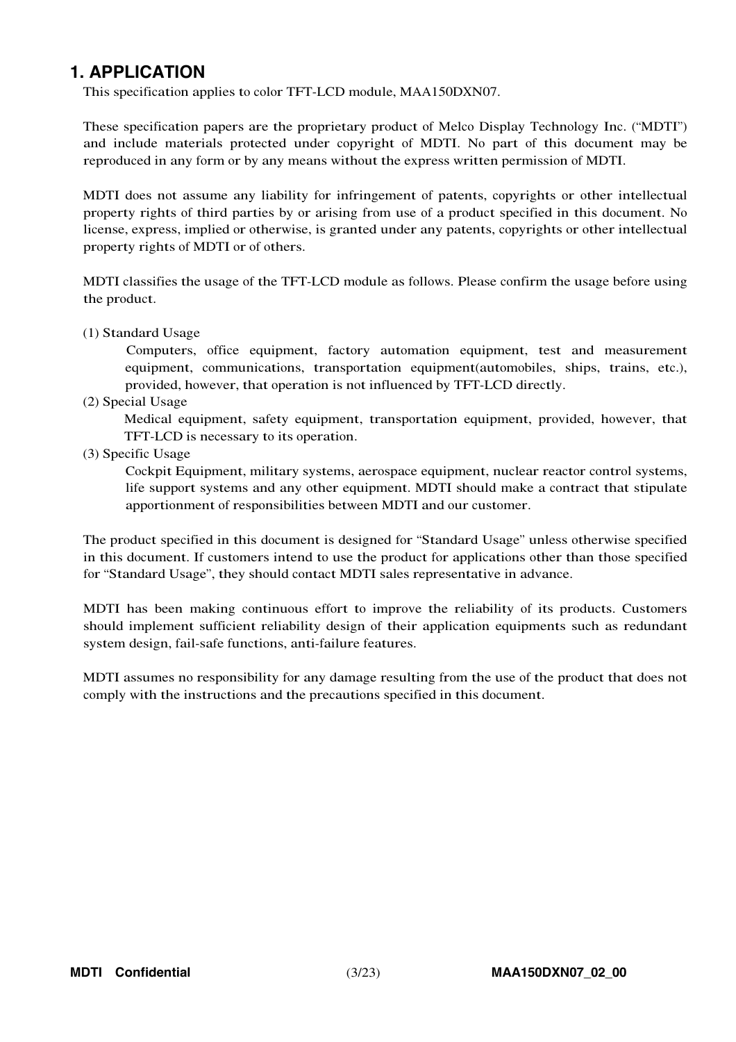# 1. APPLICATION

This specification applies to color TFT-LCD module, MAA150DXN07.

These specification papers are the proprietary product of Melco Display Technology Inc. (“MDTI”) and include materials protected under copyright of MDTI. No part of this document may be reproduced in any form or by any means without the express written permission of MDTI.

MDTI does not assume any liability for infringement of patents, copyrights or other intellectual property rights of third parties by or arising from use of a product specified in this document. No license, express, implied or otherwise, is granted under any patents, copyrights or other intellectual property rights of MDTI or of others.

MDTI classifies the usage of the TFT-LCD module as follows. Please confirm the usage before using the product.

(1) Standard Usage

Computers, office equipment, factory automation equipment, test and measurement equipment, communications, transportation equipment(automobiles, ships, trains, etc.), provided, however, that operation is not influenced by TFT-LCD directly.

(2) Special Usage

Medical equipment, safety equipment, transportation equipment, provided, however, that TFT-LCD is necessary to its operation.

(3) Specific Usage

Cockpit Equipment, military systems, aerospace equipment, nuclear reactor control systems, life support systems and any other equipment. MDTI should make a contract that stipulate apportionment of responsibilities between MDTI and our customer.

The product specified in this document is designed for “Standard Usage” unless otherwise specified in this document. If customers intend to use the product for applications other than those specified for “Standard Usage”, they should contact MDTI sales representative in advance.

MDTI has been making continuous effort to improve the reliability of its products. Customers should implement sufficient reliability design of their application equipments such as redundant system design, fail-safe functions, anti-failure features.

MDTI assumes no responsibility for any damage resulting from the use of the product that does not comply with the instructions and the precautions specified in this document.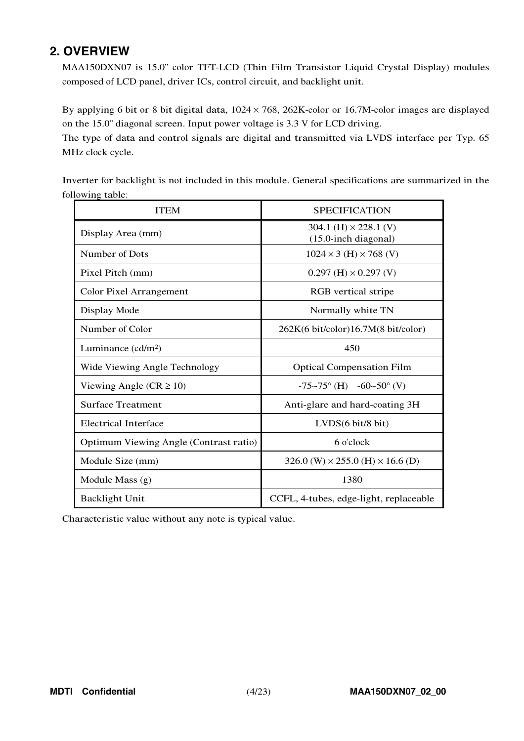## 2. OVERVIEW

MAA150DXN07 is 15.0” color TFT-LCD (Thin Film Transistor Liquid Crystal Display) modules composed of LCD panel, driver ICs, control circuit, and backlight unit.

By applying 6 bit or 8 bit digital data, 1024 × 768, 262K-color or 16.7M-color images are displayed on the 15.0” diagonal screen. Input power voltage is 3.3 V for LCD driving.
The type of data and control signals are digital and transmitted via LVDS interface per Typ. 65 MHz clock cycle.

Inverter for backlight is not included in this module. General specifications are summarized in the following table:

| ITEM | SPECIFICATION |
|---|---|
| Display Area (mm) | 304.1 (H) × 228.1 (V) (15.0-inch diagonal) |
| Number of Dots | 1024 × 3 (H) × 768 (V) |
| Pixel Pitch (mm) | 0.297 (H) × 0.297 (V) |
| Color Pixel Arrangement | RGB vertical stripe |
| Display Mode | Normally white TN |
| Number of Color | 262K(6 bit/color)16.7M(8 bit/color) |
| Luminance (cd/m²) | 450 |
| Wide Viewing Angle Technology | Optical Compensation Film |
| Viewing Angle (CR ≥ 10) | -75~75° (H) -60~50° (V) |
| Surface Treatment | Anti-glare and hard-coating 3H |
| Electrical Interface | LVDS(6 bit/8 bit) |
| Optimum Viewing Angle (Contrast ratio) | 6 o'clock |
| Module Size (mm) | 326.0 (W) × 255.0 (H) × 16.6 (D) |
| Module Mass (g) | 1380 |
| Backlight Unit | CCFL, 4-tubes, edge-light, replaceable |

Characteristic value without any note is typical value.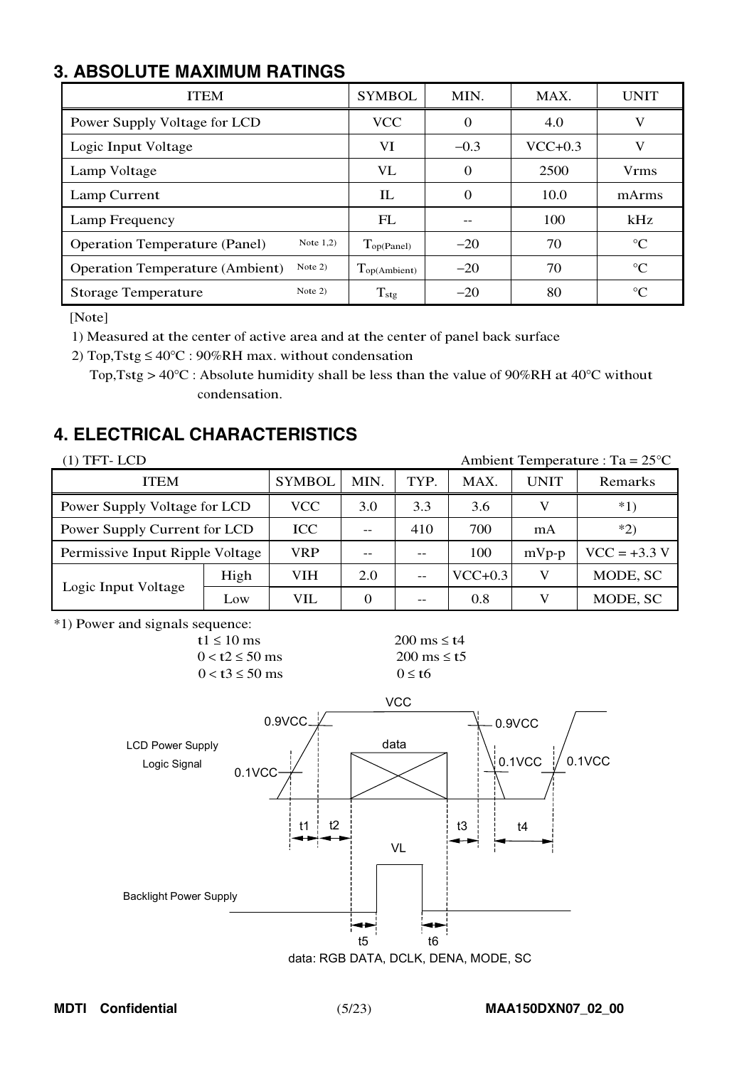## 3. ABSOLUTE MAXIMUM RATINGS

| ITEM | | SYMBOL | MIN. | MAX. | UNIT |
|---|---|---|---|---|---|
| Power Supply Voltage for LCD | | VCC | 0 | 4.0 | V |
| Logic Input Voltage | | VI | −0.3 | VCC+0.3 | V |
| Lamp Voltage | | VL | 0 | 2500 | Vrms |
| Lamp Current | | IL | 0 | 10.0 | mArms |
| Lamp Frequency | | FL | -- | 100 | kHz |
| Operation Temperature (Panel) | Note 1,2) | $T_{op(Panel)}$ | −20 | 70 | °C |
| Operation Temperature (Ambient) | Note 2) | $T_{op(Ambient)}$ | −20 | 70 | °C |
| Storage Temperature | Note 2) | $T_{stg}$ | −20 | 80 | °C |

[Note]

1) Measured at the center of active area and at the center of panel back surface

2) Top,Tstg ≤ 40°C : 90%RH max. without condensation
   Top,Tstg > 40°C : Absolute humidity shall be less than the value of 90%RH at 40°C without condensation.

## 4. ELECTRICAL CHARACTERISTICS

(1) TFT- LCD　　　　　　　　　　　　　　　　　　　Ambient Temperature : Ta = 25°C

| ITEM | | SYMBOL | MIN. | TYP. | MAX. | UNIT | Remarks |
|---|---|---|---|---|---|---|---|
| Power Supply Voltage for LCD | | VCC | 3.0 | 3.3 | 3.6 | V | *1) |
| Power Supply Current for LCD | | ICC | -- | 410 | 700 | mA | *2) |
| Permissive Input Ripple Voltage | | VRP | -- | -- | 100 | mVp-p | VCC = +3.3 V |
| Logic Input Voltage | High | VIH | 2.0 | -- | VCC+0.3 | V | MODE, SC |
| | Low | VIL | 0 | -- | 0.8 | V | MODE, SC |

*1) Power and signals sequence:

| | |
|---|---|
| t1 ≤ 10 ms | 200 ms ≤ t4 |
| 0 < t2 ≤ 50 ms | 200 ms ≤ t5 |
| 0 < t3 ≤ 50 ms | 0 ≤ t6 |

LCD Power Supply / Logic Signal: VCC, 0.9VCC, 0.1VCC, data, t1, t2, t3, t4

Backlight Power Supply: VL, t5, t6

data: RGB DATA, DCLK, DENA, MODE, SC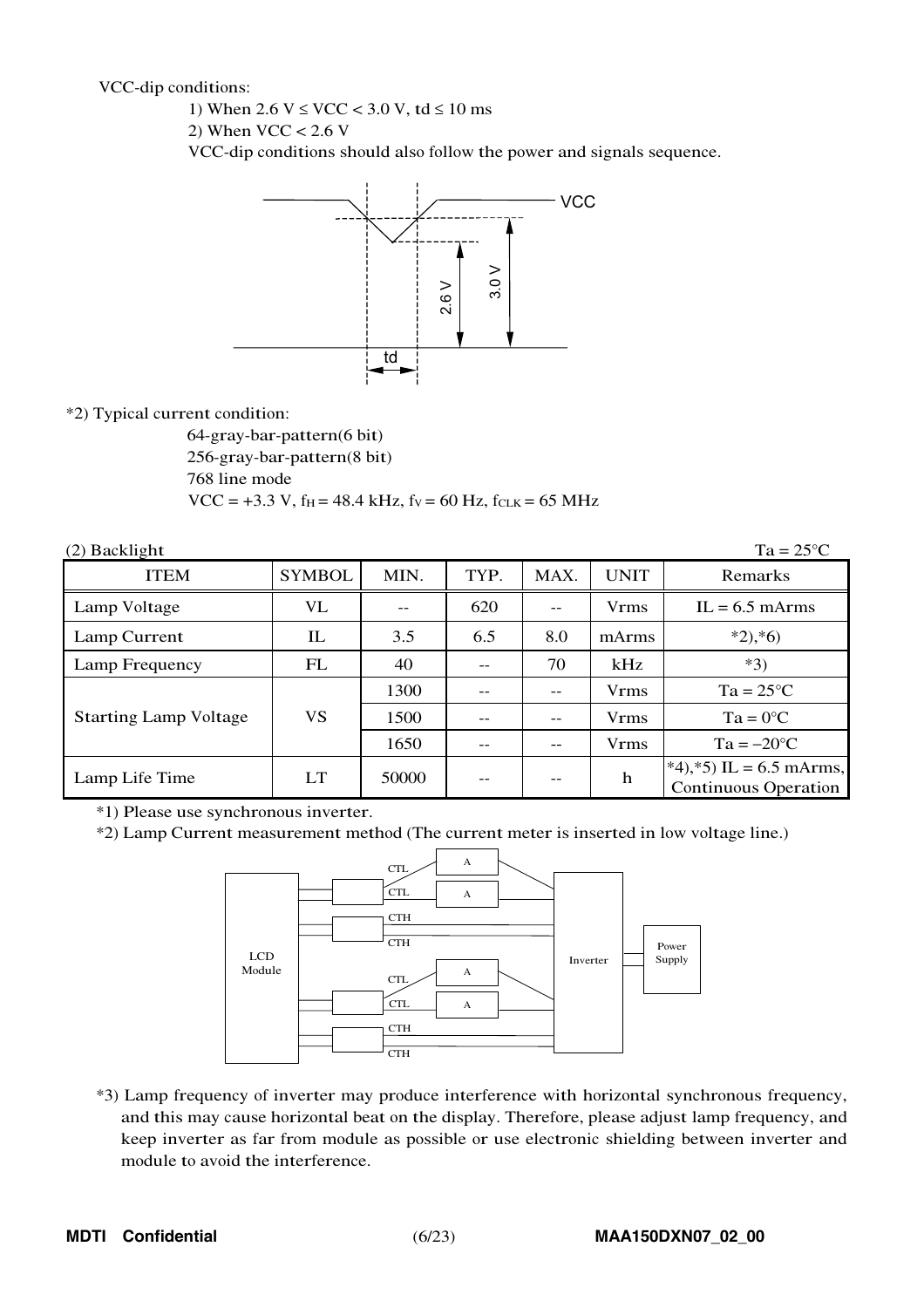VCC-dip conditions:

1) When 2.6 V ≤ VCC < 3.0 V, td ≤ 10 ms

2) When VCC < 2.6 V

VCC-dip conditions should also follow the power and signals sequence.

*2) Typical current condition:

64-gray-bar-pattern(6 bit)

256-gray-bar-pattern(8 bit)

768 line mode

VCC = +3.3 V, $f_H$ = 48.4 kHz, $f_V$ = 60 Hz, $f_{CLK}$ = 65 MHz

(2) Backlight Ta = 25°C

| ITEM | SYMBOL | MIN. | TYP. | MAX. | UNIT | Remarks |
|---|---|---|---|---|---|---|
| Lamp Voltage | VL | -- | 620 | -- | Vrms | IL = 6.5 mArms |
| Lamp Current | IL | 3.5 | 6.5 | 8.0 | mArms | *2),*6) |
| Lamp Frequency | FL | 40 | -- | 70 | kHz | *3) |
| Starting Lamp Voltage | VS | 1300 | -- | -- | Vrms | Ta = 25°C |
| | | 1500 | -- | -- | Vrms | Ta = 0°C |
| | | 1650 | -- | -- | Vrms | Ta = −20°C |
| Lamp Life Time | LT | 50000 | -- | -- | h | *4),*5) IL = 6.5 mArms, Continuous Operation |

*1) Please use synchronous inverter.

*2) Lamp Current measurement method (The current meter is inserted in low voltage line.)

*3) Lamp frequency of inverter may produce interference with horizontal synchronous frequency, and this may cause horizontal beat on the display. Therefore, please adjust lamp frequency, and keep inverter as far from module as possible or use electronic shielding between inverter and module to avoid the interference.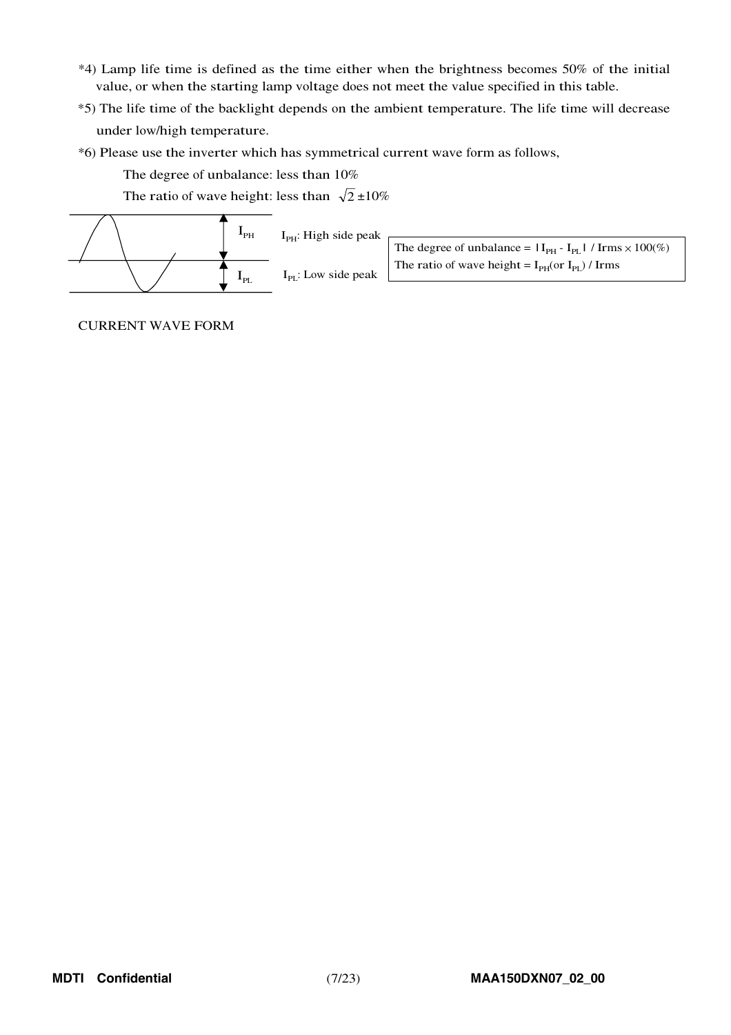*4) Lamp life time is defined as the time either when the brightness becomes 50% of the initial value, or when the starting lamp voltage does not meet the value specified in this table.

*5) The life time of the backlight depends on the ambient temperature. The life time will decrease under low/high temperature.

*6) Please use the inverter which has symmetrical current wave form as follows,

The degree of unbalance: less than 10%

The ratio of wave height: less than $\sqrt{2}$ ±10%

$I_{PH}$

$I_{PL}$

$I_{PH}$: High side peak

$I_{PL}$: Low side peak

The degree of unbalance = $|I_{PH} - I_{PL}|$ / Irms × 100(%)

The ratio of wave height = $I_{PH}$(or $I_{PL}$) / Irms

CURRENT WAVE FORM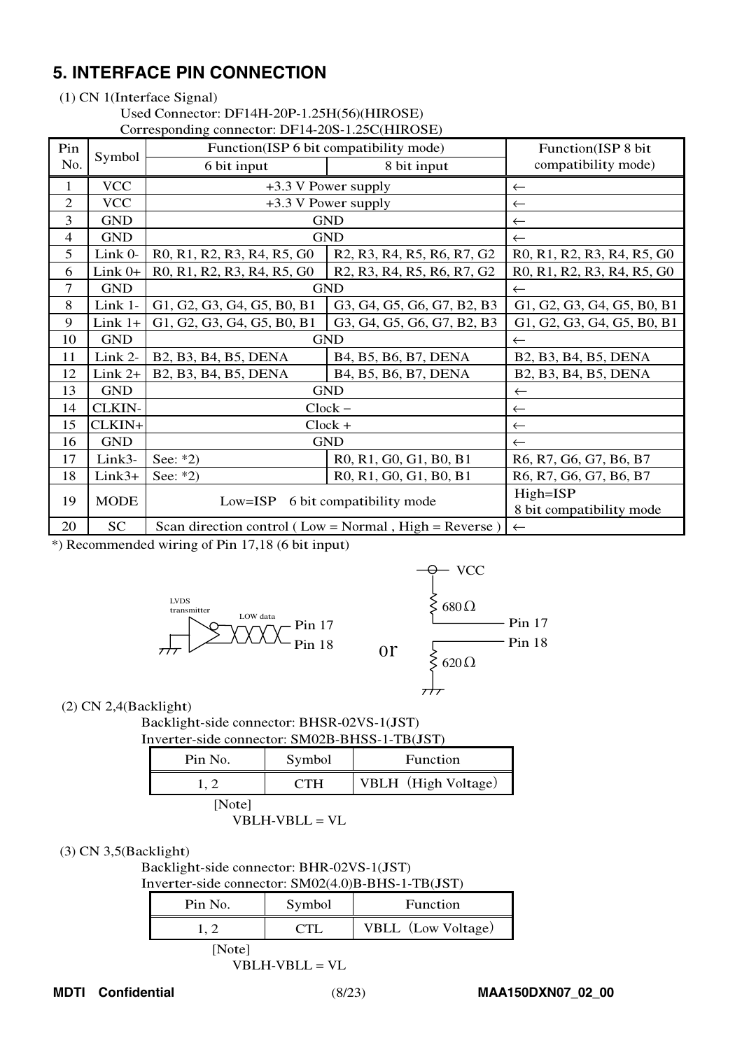## 5. INTERFACE PIN CONNECTION

(1) CN 1(Interface Signal)

Used Connector: DF14H-20P-1.25H(56)(HIROSE)

Corresponding connector: DF14-20S-1.25C(HIROSE)

| Pin No. | Symbol | Function(ISP 6 bit compatibility mode) | | Function(ISP 8 bit compatibility mode) |
|---|---|---|---|---|
| | | 6 bit input | 8 bit input | |
| 1 | VCC | +3.3 V Power supply | | ← |
| 2 | VCC | +3.3 V Power supply | | ← |
| 3 | GND | GND | | ← |
| 4 | GND | GND | | ← |
| 5 | Link 0- | R0, R1, R2, R3, R4, R5, G0 | R2, R3, R4, R5, R6, R7, G2 | R0, R1, R2, R3, R4, R5, G0 |
| 6 | Link 0+ | R0, R1, R2, R3, R4, R5, G0 | R2, R3, R4, R5, R6, R7, G2 | R0, R1, R2, R3, R4, R5, G0 |
| 7 | GND | GND | | ← |
| 8 | Link 1- | G1, G2, G3, G4, G5, B0, B1 | G3, G4, G5, G6, G7, B2, B3 | G1, G2, G3, G4, G5, B0, B1 |
| 9 | Link 1+ | G1, G2, G3, G4, G5, B0, B1 | G3, G4, G5, G6, G7, B2, B3 | G1, G2, G3, G4, G5, B0, B1 |
| 10 | GND | GND | | ← |
| 11 | Link 2- | B2, B3, B4, B5, DENA | B4, B5, B6, B7, DENA | B2, B3, B4, B5, DENA |
| 12 | Link 2+ | B2, B3, B4, B5, DENA | B4, B5, B6, B7, DENA | B2, B3, B4, B5, DENA |
| 13 | GND | GND | | ← |
| 14 | CLKIN- | Clock − | | ← |
| 15 | CLKIN+ | Clock + | | ← |
| 16 | GND | GND | | ← |
| 17 | Link3- | See: *2) | R0, R1, G0, G1, B0, B1 | R6, R7, G6, G7, B6, B7 |
| 18 | Link3+ | See: *2) | R0, R1, G0, G1, B0, B1 | R6, R7, G6, G7, B6, B7 |
| 19 | MODE | Low=ISP 6 bit compatibility mode | | High=ISP 8 bit compatibility mode |
| 20 | SC | Scan direction control ( Low = Normal , High = Reverse ) | | ← |

*) Recommended wiring of Pin 17,18 (6 bit input)

LVDS transmitter — LOW data — Pin 17 / Pin 18   or   VCC — 680Ω — Pin 17 / Pin 18 — 620Ω — GND

(2) CN 2,4(Backlight)

Backlight-side connector: BHSR-02VS-1(JST)

Inverter-side connector: SM02B-BHSS-1-TB(JST)

| Pin No. | Symbol | Function |
|---|---|---|
| 1, 2 | CTH | VBLH（High Voltage） |

[Note]

VBLH-VBLL = VL

(3) CN 3,5(Backlight)

Backlight-side connector: BHR-02VS-1(JST)

Inverter-side connector: SM02(4.0)B-BHS-1-TB(JST)

| Pin No. | Symbol | Function |
|---|---|---|
| 1, 2 | CTL | VBLL（Low Voltage） |

[Note]

VBLH-VBLL = VL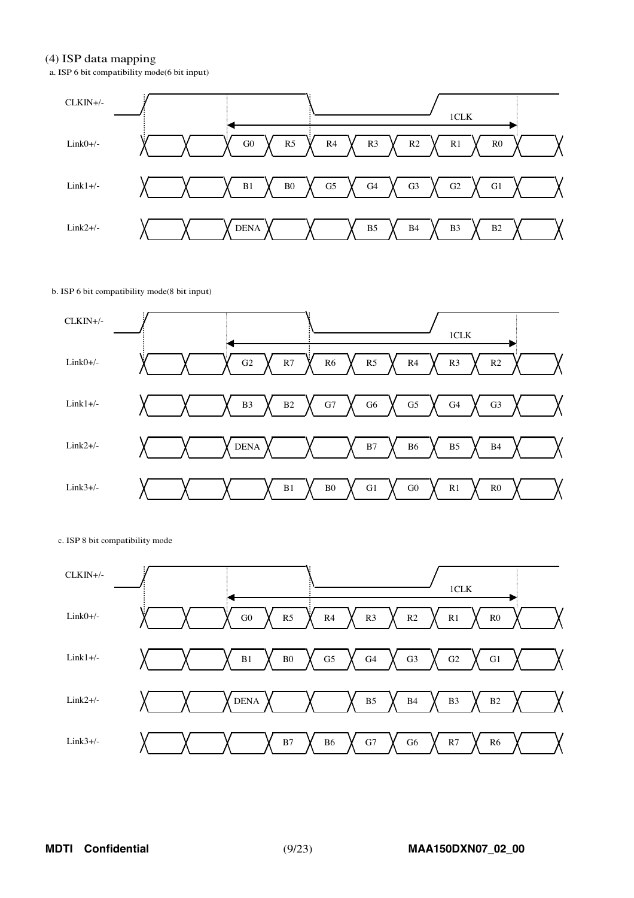### (4) ISP data mapping

a. ISP 6 bit compatibility mode(6 bit input)

| Signal | | | | | | | | | |
|---|---|---|---|---|---|---|---|---|---|
| CLKIN+/- | | | ← | | | 1CLK | | → | |
| Link0+/- | | | G0 | R5 | R4 | R3 | R2 | R1 | R0 |
| Link1+/- | | | B1 | B0 | G5 | G4 | G3 | G2 | G1 |
| Link2+/- | | | DENA | | | B5 | B4 | B3 | B2 |

b. ISP 6 bit compatibility mode(8 bit input)

| Signal | | | | | | | | | |
|---|---|---|---|---|---|---|---|---|---|
| CLKIN+/- | | | ← | | | 1CLK | | → | |
| Link0+/- | | | G2 | R7 | R6 | R5 | R4 | R3 | R2 |
| Link1+/- | | | B3 | B2 | G7 | G6 | G5 | G4 | G3 |
| Link2+/- | | | DENA | | | B7 | B6 | B5 | B4 |
| Link3+/- | | | | B1 | B0 | G1 | G0 | R1 | R0 |

c. ISP 8 bit compatibility mode

| Signal | | | | | | | | | |
|---|---|---|---|---|---|---|---|---|---|
| CLKIN+/- | | | ← | | | 1CLK | | → | |
| Link0+/- | | | G0 | R5 | R4 | R3 | R2 | R1 | R0 |
| Link1+/- | | | B1 | B0 | G5 | G4 | G3 | G2 | G1 |
| Link2+/- | | | DENA | | | B5 | B4 | B3 | B2 |
| Link3+/- | | | | B7 | B6 | G7 | G6 | R7 | R6 |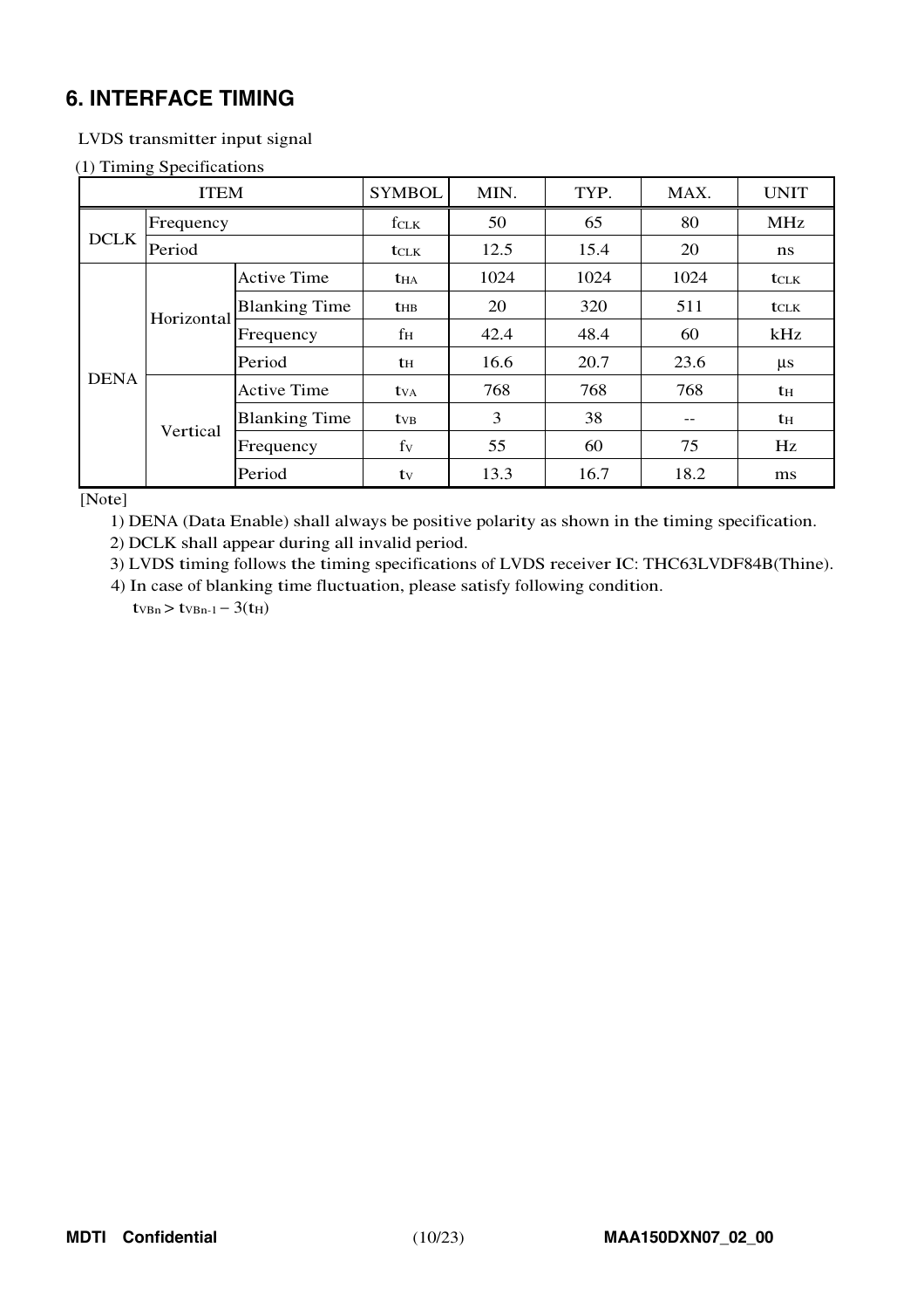## 6. INTERFACE TIMING

LVDS transmitter input signal

(1) Timing Specifications

| ITEM | | | SYMBOL | MIN. | TYP. | MAX. | UNIT |
|---|---|---|---|---|---|---|---|
| DCLK | Frequency | | $f_{CLK}$ | 50 | 65 | 80 | MHz |
| | Period | | $t_{CLK}$ | 12.5 | 15.4 | 20 | ns |
| DENA | Horizontal | Active Time | $t_{HA}$ | 1024 | 1024 | 1024 | $t_{CLK}$ |
| | | Blanking Time | $t_{HB}$ | 20 | 320 | 511 | $t_{CLK}$ |
| | | Frequency | $f_H$ | 42.4 | 48.4 | 60 | kHz |
| | | Period | $t_H$ | 16.6 | 20.7 | 23.6 | μs |
| | Vertical | Active Time | $t_{VA}$ | 768 | 768 | 768 | $t_H$ |
| | | Blanking Time | $t_{VB}$ | 3 | 38 | -- | $t_H$ |
| | | Frequency | $f_V$ | 55 | 60 | 75 | Hz |
| | | Period | $t_V$ | 13.3 | 16.7 | 18.2 | ms |

[Note]

1) DENA (Data Enable) shall always be positive polarity as shown in the timing specification.
2) DCLK shall appear during all invalid period.
3) LVDS timing follows the timing specifications of LVDS receiver IC: THC63LVDF84B(Thine).
4) In case of blanking time fluctuation, please satisfy following condition.
   $t_{VBn} > t_{VBn-1} - 3(t_H)$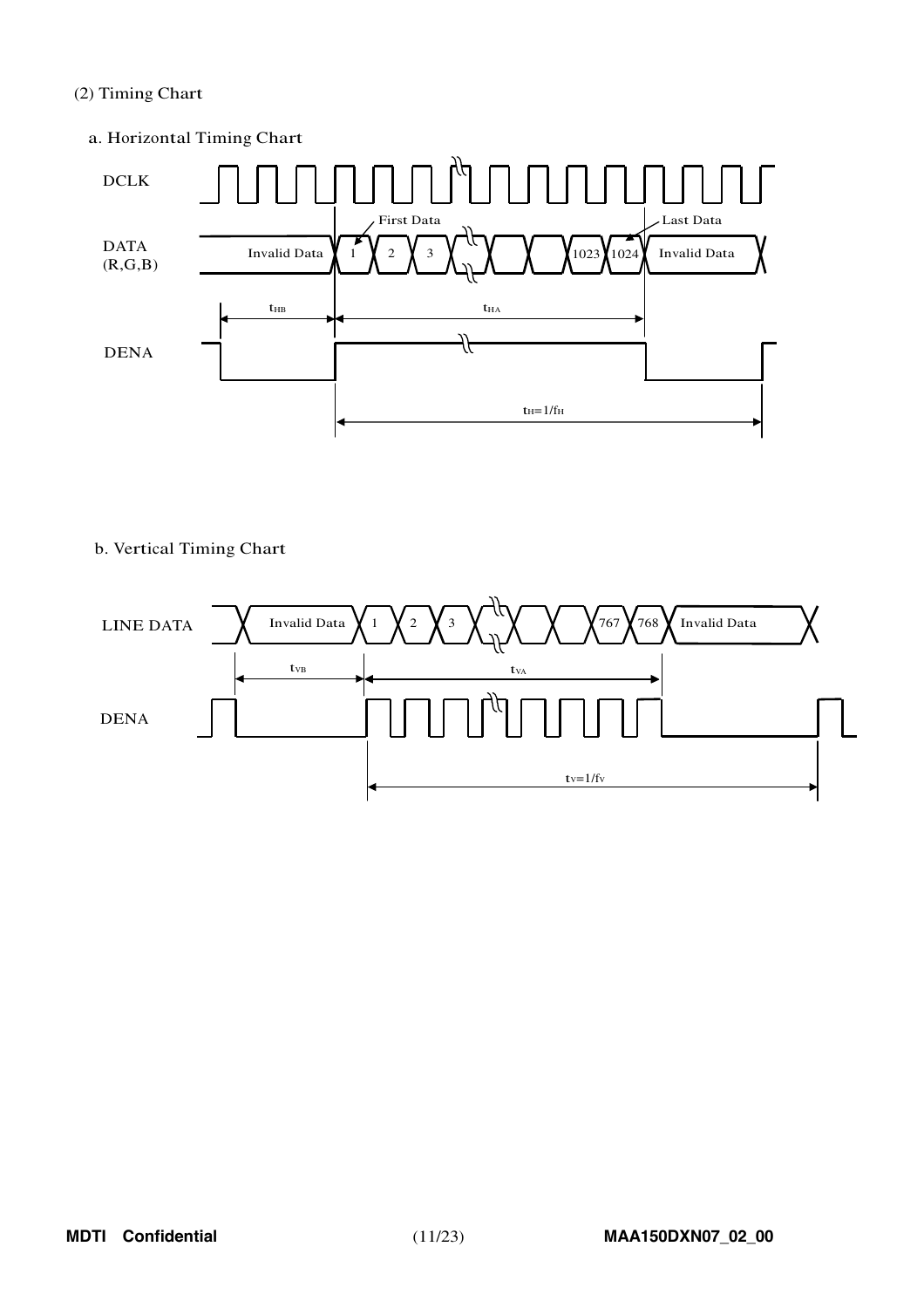(2) Timing Chart

a. Horizontal Timing Chart

DCLK

DATA (R,G,B)

Invalid Data | 1 | 2 | 3 | ... | 1023 | 1024 | Invalid Data

First Data — Last Data

$t_{HB}$ — $t_{HA}$

DENA

$t_H = 1/f_H$

b. Vertical Timing Chart

LINE DATA

Invalid Data | 1 | 2 | 3 | ... | 767 | 768 | Invalid Data

$t_{VB}$ — $t_{VA}$

DENA

$t_V = 1/f_V$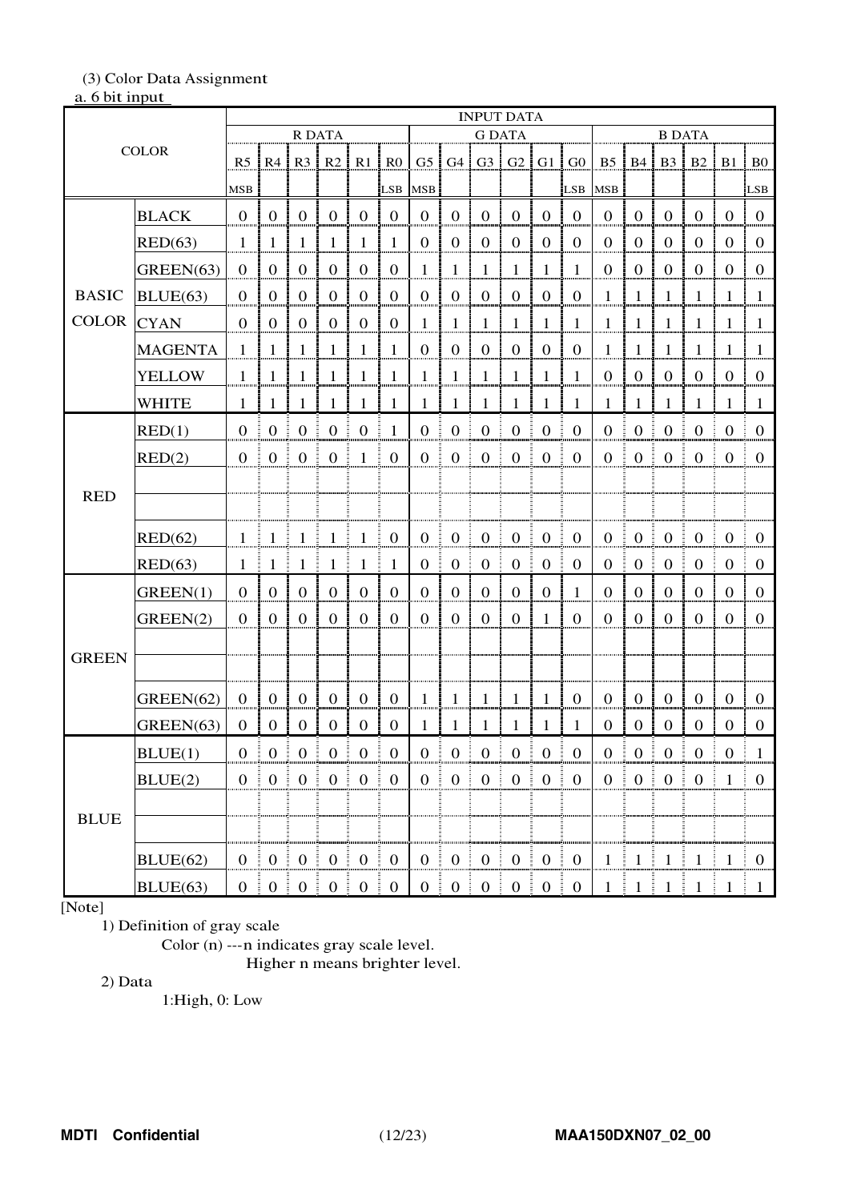(3) Color Data Assignment

a. 6 bit input

| COLOR | | INPUT DATA | | | | | | | | | | | | | | | | | |
|---|---|---|---|---|---|---|---|---|---|---|---|---|---|---|---|---|---|---|---|
| | | R DATA | | | | | | G DATA | | | | | | B DATA | | | | | |
| | | R5 | R4 | R3 | R2 | R1 | R0 | G5 | G4 | G3 | G2 | G1 | G0 | B5 | B4 | B3 | B2 | B1 | B0 |
| | | MSB | | | | | LSB | MSB | | | | | LSB | MSB | | | | | LSB |
| BASIC COLOR | BLACK | 0 | 0 | 0 | 0 | 0 | 0 | 0 | 0 | 0 | 0 | 0 | 0 | 0 | 0 | 0 | 0 | 0 | 0 |
| | RED(63) | 1 | 1 | 1 | 1 | 1 | 1 | 0 | 0 | 0 | 0 | 0 | 0 | 0 | 0 | 0 | 0 | 0 | 0 |
| | GREEN(63) | 0 | 0 | 0 | 0 | 0 | 0 | 1 | 1 | 1 | 1 | 1 | 1 | 0 | 0 | 0 | 0 | 0 | 0 |
| | BLUE(63) | 0 | 0 | 0 | 0 | 0 | 0 | 0 | 0 | 0 | 0 | 0 | 0 | 1 | 1 | 1 | 1 | 1 | 1 |
| | CYAN | 0 | 0 | 0 | 0 | 0 | 0 | 1 | 1 | 1 | 1 | 1 | 1 | 1 | 1 | 1 | 1 | 1 | 1 |
| | MAGENTA | 1 | 1 | 1 | 1 | 1 | 1 | 0 | 0 | 0 | 0 | 0 | 0 | 1 | 1 | 1 | 1 | 1 | 1 |
| | YELLOW | 1 | 1 | 1 | 1 | 1 | 1 | 1 | 1 | 1 | 1 | 1 | 1 | 0 | 0 | 0 | 0 | 0 | 0 |
| | WHITE | 1 | 1 | 1 | 1 | 1 | 1 | 1 | 1 | 1 | 1 | 1 | 1 | 1 | 1 | 1 | 1 | 1 | 1 |
| RED | RED(1) | 0 | 0 | 0 | 0 | 0 | 1 | 0 | 0 | 0 | 0 | 0 | 0 | 0 | 0 | 0 | 0 | 0 | 0 |
| | RED(2) | 0 | 0 | 0 | 0 | 1 | 0 | 0 | 0 | 0 | 0 | 0 | 0 | 0 | 0 | 0 | 0 | 0 | 0 |
| | | | | | | | | | | | | | | | | | | | |
| | | | | | | | | | | | | | | | | | | | |
| | RED(62) | 1 | 1 | 1 | 1 | 1 | 0 | 0 | 0 | 0 | 0 | 0 | 0 | 0 | 0 | 0 | 0 | 0 | 0 |
| | RED(63) | 1 | 1 | 1 | 1 | 1 | 1 | 0 | 0 | 0 | 0 | 0 | 0 | 0 | 0 | 0 | 0 | 0 | 0 |
| GREEN | GREEN(1) | 0 | 0 | 0 | 0 | 0 | 0 | 0 | 0 | 0 | 0 | 0 | 1 | 0 | 0 | 0 | 0 | 0 | 0 |
| | GREEN(2) | 0 | 0 | 0 | 0 | 0 | 0 | 0 | 0 | 0 | 0 | 1 | 0 | 0 | 0 | 0 | 0 | 0 | 0 |
| | | | | | | | | | | | | | | | | | | | |
| | | | | | | | | | | | | | | | | | | | |
| | GREEN(62) | 0 | 0 | 0 | 0 | 0 | 0 | 1 | 1 | 1 | 1 | 1 | 0 | 0 | 0 | 0 | 0 | 0 | 0 |
| | GREEN(63) | 0 | 0 | 0 | 0 | 0 | 0 | 1 | 1 | 1 | 1 | 1 | 1 | 0 | 0 | 0 | 0 | 0 | 0 |
| BLUE | BLUE(1) | 0 | 0 | 0 | 0 | 0 | 0 | 0 | 0 | 0 | 0 | 0 | 0 | 0 | 0 | 0 | 0 | 0 | 1 |
| | BLUE(2) | 0 | 0 | 0 | 0 | 0 | 0 | 0 | 0 | 0 | 0 | 0 | 0 | 0 | 0 | 0 | 0 | 1 | 0 |
| | | | | | | | | | | | | | | | | | | | |
| | | | | | | | | | | | | | | | | | | | |
| | BLUE(62) | 0 | 0 | 0 | 0 | 0 | 0 | 0 | 0 | 0 | 0 | 0 | 0 | 1 | 1 | 1 | 1 | 1 | 0 |
| | BLUE(63) | 0 | 0 | 0 | 0 | 0 | 0 | 0 | 0 | 0 | 0 | 0 | 0 | 1 | 1 | 1 | 1 | 1 | 1 |

[Note]

1) Definition of gray scale

Color (n) ---n indicates gray scale level.
Higher n means brighter level.

2) Data

1:High, 0: Low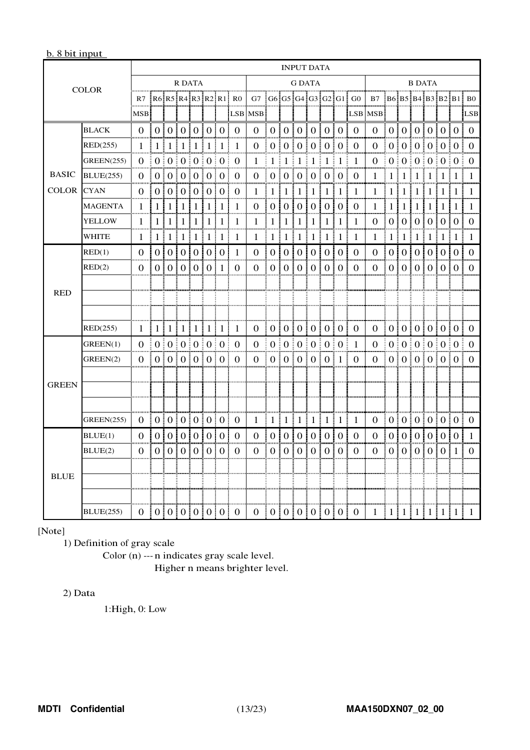b. 8 bit input

| | COLOR | INPUT DATA | | | | | | | | | | | | | | | | | | | | | | | |
|---|---|---|---|---|---|---|---|---|---|---|---|---|---|---|---|---|---|---|---|---|---|---|---|---|---|
| | | R DATA | | | | | | | | G DATA | | | | | | | | B DATA | | | | | | | |
| | | R7 MSB | R6 | R5 | R4 | R3 | R2 | R1 | R0 LSB | G7 MSB | G6 | G5 | G4 | G3 | G2 | G1 | G0 LSB | B7 MSB | B6 | B5 | B4 | B3 | B2 | B1 | B0 LSB |
| BASIC COLOR | BLACK | 0 | 0 | 0 | 0 | 0 | 0 | 0 | 0 | 0 | 0 | 0 | 0 | 0 | 0 | 0 | 0 | 0 | 0 | 0 | 0 | 0 | 0 | 0 | 0 |
| | RED(255) | 1 | 1 | 1 | 1 | 1 | 1 | 1 | 1 | 0 | 0 | 0 | 0 | 0 | 0 | 0 | 0 | 0 | 0 | 0 | 0 | 0 | 0 | 0 | 0 |
| | GREEN(255) | 0 | 0 | 0 | 0 | 0 | 0 | 0 | 0 | 1 | 1 | 1 | 1 | 1 | 1 | 1 | 1 | 0 | 0 | 0 | 0 | 0 | 0 | 0 | 0 |
| | BLUE(255) | 0 | 0 | 0 | 0 | 0 | 0 | 0 | 0 | 0 | 0 | 0 | 0 | 0 | 0 | 0 | 0 | 1 | 1 | 1 | 1 | 1 | 1 | 1 | 1 |
| | CYAN | 0 | 0 | 0 | 0 | 0 | 0 | 0 | 0 | 1 | 1 | 1 | 1 | 1 | 1 | 1 | 1 | 1 | 1 | 1 | 1 | 1 | 1 | 1 | 1 |
| | MAGENTA | 1 | 1 | 1 | 1 | 1 | 1 | 1 | 1 | 0 | 0 | 0 | 0 | 0 | 0 | 0 | 0 | 1 | 1 | 1 | 1 | 1 | 1 | 1 | 1 |
| | YELLOW | 1 | 1 | 1 | 1 | 1 | 1 | 1 | 1 | 1 | 1 | 1 | 1 | 1 | 1 | 1 | 1 | 0 | 0 | 0 | 0 | 0 | 0 | 0 | 0 |
| | WHITE | 1 | 1 | 1 | 1 | 1 | 1 | 1 | 1 | 1 | 1 | 1 | 1 | 1 | 1 | 1 | 1 | 1 | 1 | 1 | 1 | 1 | 1 | 1 | 1 |
| RED | RED(1) | 0 | 0 | 0 | 0 | 0 | 0 | 0 | 1 | 0 | 0 | 0 | 0 | 0 | 0 | 0 | 0 | 0 | 0 | 0 | 0 | 0 | 0 | 0 | 0 |
| | RED(2) | 0 | 0 | 0 | 0 | 0 | 0 | 1 | 0 | 0 | 0 | 0 | 0 | 0 | 0 | 0 | 0 | 0 | 0 | 0 | 0 | 0 | 0 | 0 | 0 |
| | | | | | | | | | | | | | | | | | | | | | | | | | |
| | | | | | | | | | | | | | | | | | | | | | | | | | |
| | | | | | | | | | | | | | | | | | | | | | | | | | |
| | RED(255) | 1 | 1 | 1 | 1 | 1 | 1 | 1 | 1 | 0 | 0 | 0 | 0 | 0 | 0 | 0 | 0 | 0 | 0 | 0 | 0 | 0 | 0 | 0 | 0 |
| GREEN | GREEN(1) | 0 | 0 | 0 | 0 | 0 | 0 | 0 | 0 | 0 | 0 | 0 | 0 | 0 | 0 | 0 | 1 | 0 | 0 | 0 | 0 | 0 | 0 | 0 | 0 |
| | GREEN(2) | 0 | 0 | 0 | 0 | 0 | 0 | 0 | 0 | 0 | 0 | 0 | 0 | 0 | 0 | 1 | 0 | 0 | 0 | 0 | 0 | 0 | 0 | 0 | 0 |
| | | | | | | | | | | | | | | | | | | | | | | | | | |
| | | | | | | | | | | | | | | | | | | | | | | | | | |
| | | | | | | | | | | | | | | | | | | | | | | | | | |
| | GREEN(255) | 0 | 0 | 0 | 0 | 0 | 0 | 0 | 0 | 1 | 1 | 1 | 1 | 1 | 1 | 1 | 1 | 0 | 0 | 0 | 0 | 0 | 0 | 0 | 0 |
| BLUE | BLUE(1) | 0 | 0 | 0 | 0 | 0 | 0 | 0 | 0 | 0 | 0 | 0 | 0 | 0 | 0 | 0 | 0 | 0 | 0 | 0 | 0 | 0 | 0 | 0 | 1 |
| | BLUE(2) | 0 | 0 | 0 | 0 | 0 | 0 | 0 | 0 | 0 | 0 | 0 | 0 | 0 | 0 | 0 | 0 | 0 | 0 | 0 | 0 | 0 | 0 | 1 | 0 |
| | | | | | | | | | | | | | | | | | | | | | | | | | |
| | | | | | | | | | | | | | | | | | | | | | | | | | |
| | | | | | | | | | | | | | | | | | | | | | | | | | |
| | BLUE(255) | 0 | 0 | 0 | 0 | 0 | 0 | 0 | 0 | 0 | 0 | 0 | 0 | 0 | 0 | 0 | 0 | 1 | 1 | 1 | 1 | 1 | 1 | 1 | 1 |

[Note]

1) Definition of gray scale

Color (n) --- n indicates gray scale level.
Higher n means brighter level.

2) Data

1:High, 0: Low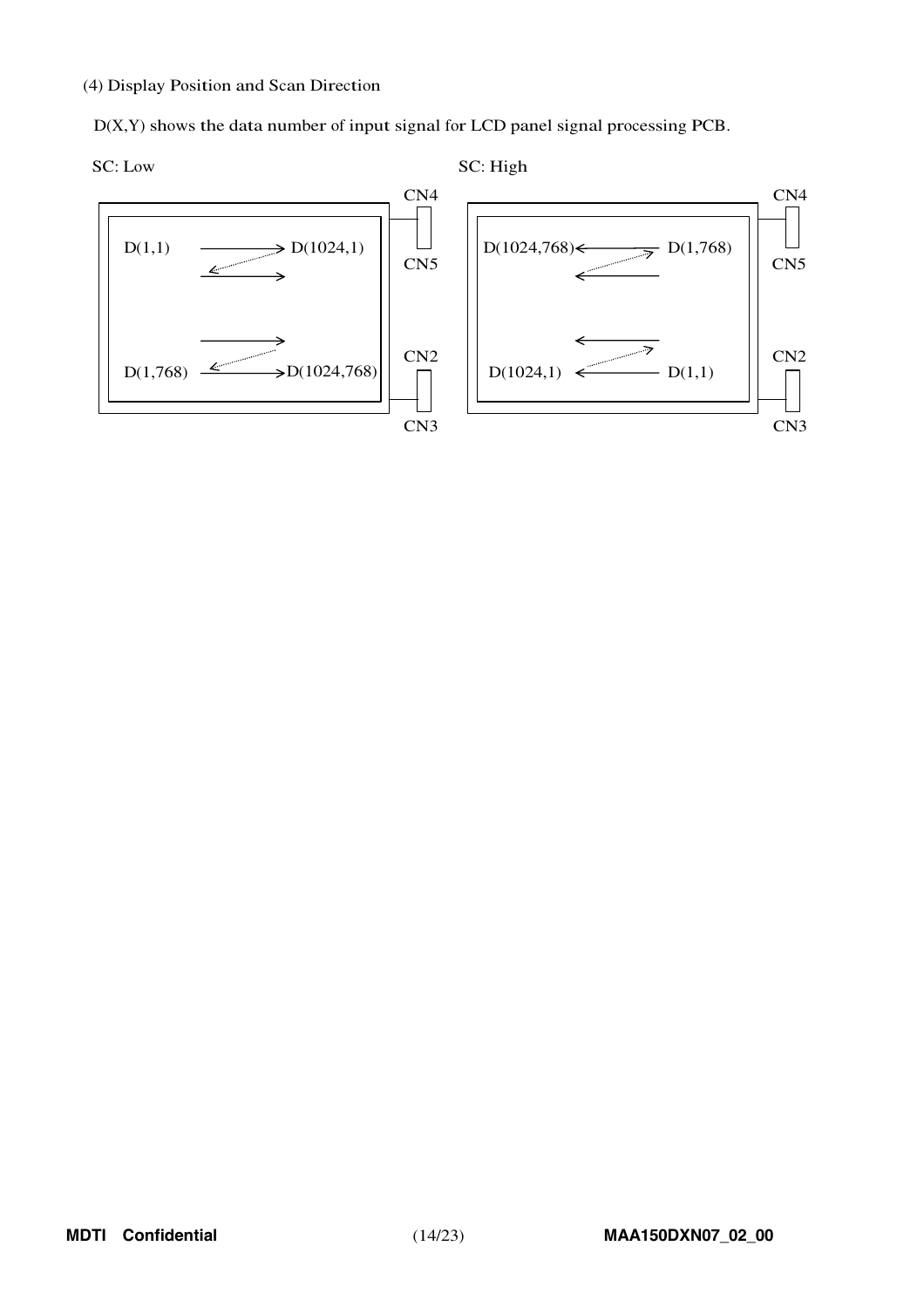(4) Display Position and Scan Direction

D(X,Y) shows the data number of input signal for LCD panel signal processing PCB.

SC: Low

D(1,1) → D(1024,1)

D(1,768) → D(1024,768)

CN4, CN5, CN2, CN3

SC: High

D(1024,768) ← D(1,768)

D(1024,1) ← D(1,1)

CN4, CN5, CN2, CN3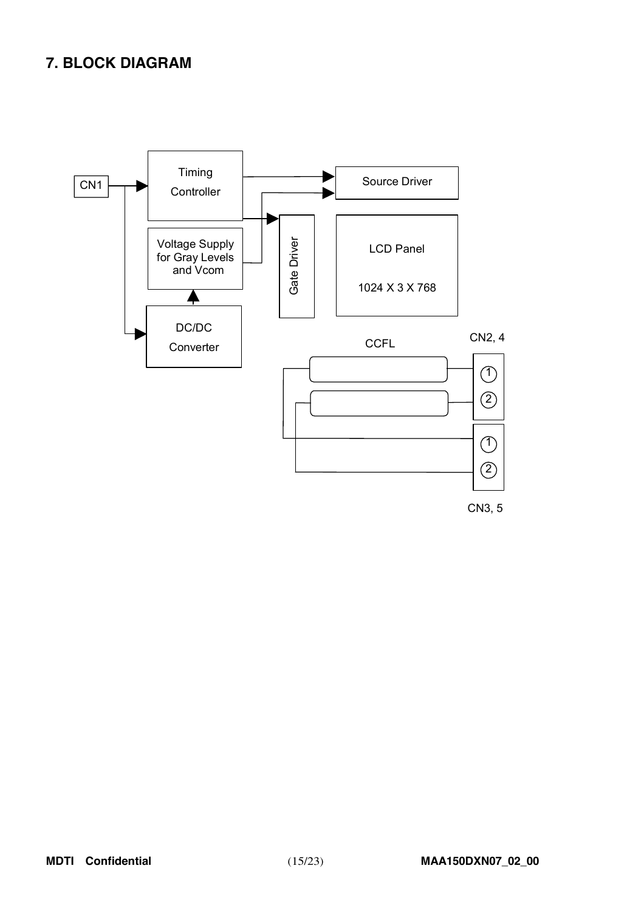# 7. BLOCK DIAGRAM

CN1

Timing Controller

Source Driver

Voltage Supply for Gray Levels and Vcom

Gate Driver

LCD Panel

1024 X 3 X 768

DC/DC Converter

CCFL

CN2, 4

1

2

1

2

CN3, 5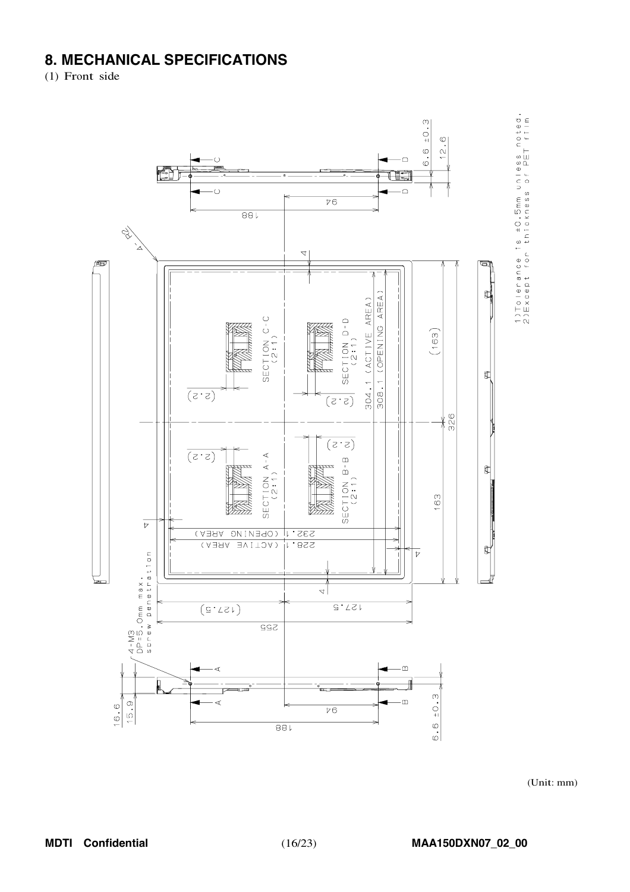## 8. MECHANICAL SPECIFICATIONS

(1) Front side

1) Tolerance is ±0.5mm unless noted.
2) Except for thickness of PET film

4-M3
DP=5.0mm max.
screw penetration

4-R2

SECTION A-A (2:1)

SECTION B-B (2:1)

SECTION C-C (2:1)

SECTION D-D (2:1)

304.1 (ACTIVE AREA)

308.1 (OPENING AREA)

232.1 (OPENING AREA)

228.1 (ACTIVE AREA)

326

163

(163)

255

127.5

(127.5)

188

94

6.6 ±0.3

12.6

16.6

15.9

(2.2)

4

(Unit: mm)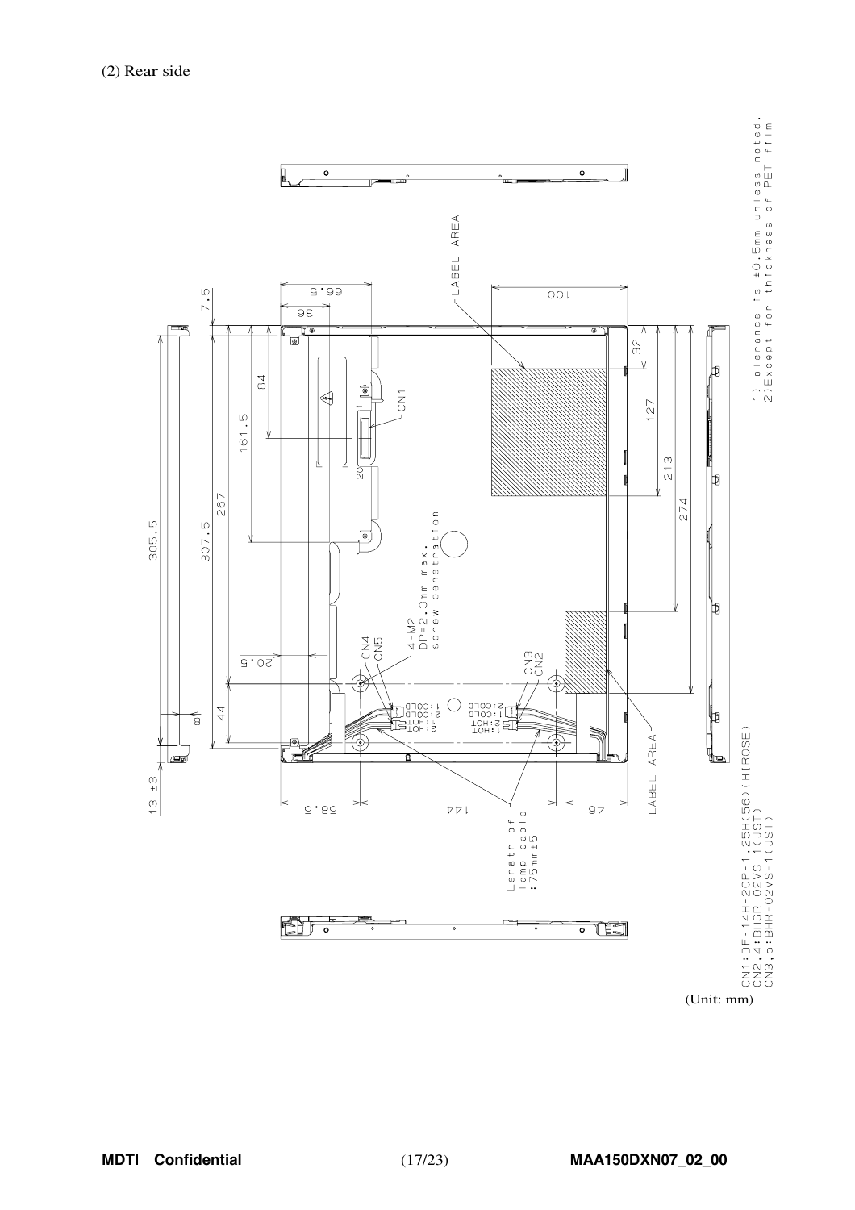(2) Rear side

1)Tolerance is ±0.5mm unless noted.
2)Except for thickness or PET film

CN1:DF-14H-20P-1.25H(56)(HIROSE)
CN2,4:BHSR-02VS-1(JST)
CN3,5:BHR-02VS-1(JST)

(Unit: mm)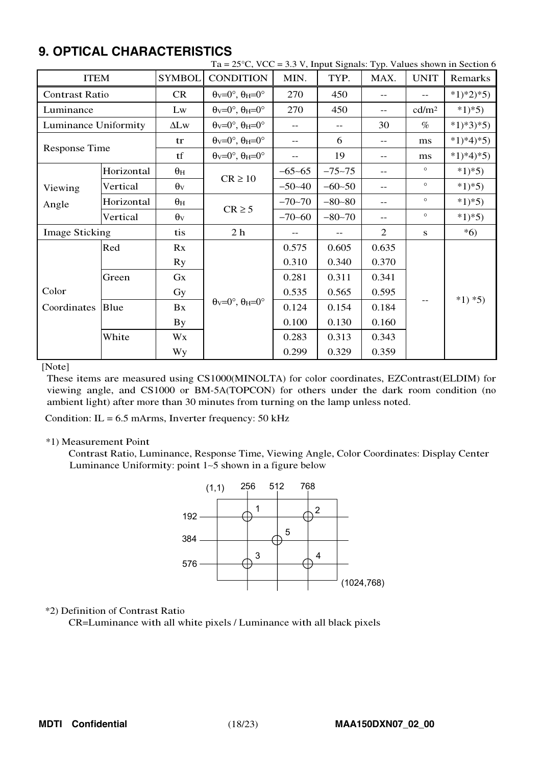# 9. OPTICAL CHARACTERISTICS

Ta = 25°C, VCC = 3.3 V, Input Signals: Typ. Values shown in Section 6

| ITEM | | SYMBOL | CONDITION | MIN. | TYP. | MAX. | UNIT | Remarks |
|---|---|---|---|---|---|---|---|---|
| Contrast Ratio | | CR | $\theta_V$=0°, $\theta_H$=0° | 270 | 450 | -- | -- | *1)*2)*5) |
| Luminance | | Lw | $\theta_V$=0°, $\theta_H$=0° | 270 | 450 | -- | cd/m² | *1)*5) |
| Luminance Uniformity | | ΔLw | $\theta_V$=0°, $\theta_H$=0° | -- | -- | 30 | % | *1)*3)*5) |
| Response Time | | tr | $\theta_V$=0°, $\theta_H$=0° | -- | 6 | -- | ms | *1)*4)*5) |
| | | tf | $\theta_V$=0°, $\theta_H$=0° | -- | 19 | -- | ms | *1)*4)*5) |
| Viewing Angle | Horizontal | $\theta_H$ | CR ≥ 10 | −65~65 | −75~75 | -- | ° | *1)*5) |
| | Vertical | $\theta_V$ | | −50~40 | −60~50 | -- | ° | *1)*5) |
| | Horizontal | $\theta_H$ | CR ≥ 5 | −70~70 | −80~80 | -- | ° | *1)*5) |
| | Vertical | $\theta_V$ | | −70~60 | −80~70 | -- | ° | *1)*5) |
| Image Sticking | | tis | 2 h | -- | -- | 2 | s | *6) |
| Color Coordinates | Red | Rx | $\theta_V$=0°, $\theta_H$=0° | 0.575 | 0.605 | 0.635 | -- | *1) *5) |
| | | Ry | | 0.310 | 0.340 | 0.370 | | |
| | Green | Gx | | 0.281 | 0.311 | 0.341 | | |
| | | Gy | | 0.535 | 0.565 | 0.595 | | |
| | Blue | Bx | | 0.124 | 0.154 | 0.184 | | |
| | | By | | 0.100 | 0.130 | 0.160 | | |
| | White | Wx | | 0.283 | 0.313 | 0.343 | | |
| | | Wy | | 0.299 | 0.329 | 0.359 | | |

[Note]

These items are measured using CS1000(MINOLTA) for color coordinates, EZContrast(ELDIM) for viewing angle, and CS1000 or BM-5A(TOPCON) for others under the dark room condition (no ambient light) after more than 30 minutes from turning on the lamp unless noted.

Condition: IL = 6.5 mArms, Inverter frequency: 50 kHz

*1) Measurement Point

Contrast Ratio, Luminance, Response Time, Viewing Angle, Color Coordinates: Display Center
Luminance Uniformity: point 1~5 shown in a figure below

(1,1) 256 512 768

192 — 1 (256,192), 2 (768,192)
384 — 5 (512,384)
576 — 3 (256,576), 4 (768,576)

(1024,768)

*2) Definition of Contrast Ratio

CR=Luminance with all white pixels / Luminance with all black pixels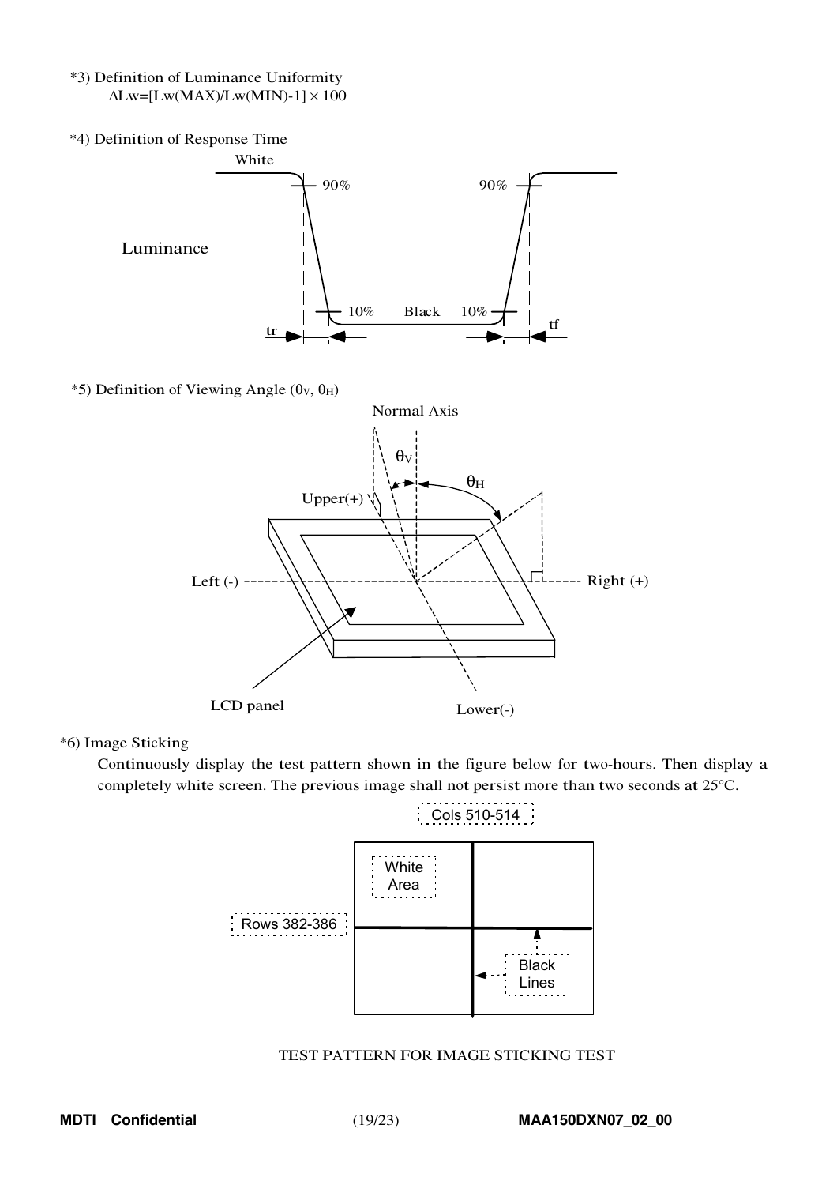*3) Definition of Luminance Uniformity

$\Delta Lw=[Lw(MAX)/Lw(MIN)-1] \times 100$

*4) Definition of Response Time

White

90%

90%

Luminance

10% Black 10%

tr

tf

*5) Definition of Viewing Angle ($\theta_V$, $\theta_H$)

Normal Axis

$\theta_V$

$\theta_H$

Upper(+)

Left (-)

Right (+)

LCD panel

Lower(-)

*6) Image Sticking

Continuously display the test pattern shown in the figure below for two-hours. Then display a completely white screen. The previous image shall not persist more than two seconds at 25°C.

Cols 510-514

White Area

Rows 382-386

Black Lines

TEST PATTERN FOR IMAGE STICKING TEST

MDTI Confidential

MAA150DXN07_02_00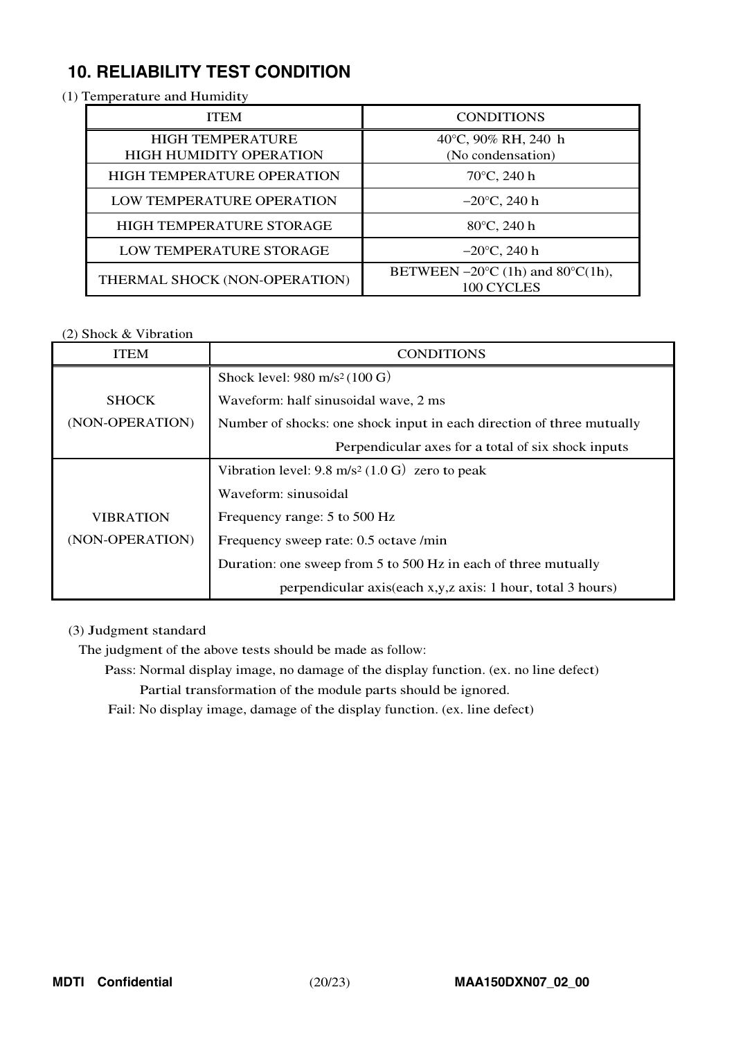## 10. RELIABILITY TEST CONDITION

(1) Temperature and Humidity

| ITEM | CONDITIONS |
|---|---|
| HIGH TEMPERATURE HIGH HUMIDITY OPERATION | 40°C, 90% RH, 240 h (No condensation) |
| HIGH TEMPERATURE OPERATION | 70°C, 240 h |
| LOW TEMPERATURE OPERATION | −20°C, 240 h |
| HIGH TEMPERATURE STORAGE | 80°C, 240 h |
| LOW TEMPERATURE STORAGE | −20°C, 240 h |
| THERMAL SHOCK (NON-OPERATION) | BETWEEN −20°C (1h) and 80°C(1h), 100 CYCLES |

(2) Shock & Vibration

| ITEM | CONDITIONS |
|---|---|
| SHOCK (NON-OPERATION) | Shock level: 980 $m/s^2$ (100 G)<br>Waveform: half sinusoidal wave, 2 ms<br>Number of shocks: one shock input in each direction of three mutually Perpendicular axes for a total of six shock inputs |
| VIBRATION (NON-OPERATION) | Vibration level: 9.8 $m/s^2$ (1.0 G) zero to peak<br>Waveform: sinusoidal<br>Frequency range: 5 to 500 Hz<br>Frequency sweep rate: 0.5 octave /min<br>Duration: one sweep from 5 to 500 Hz in each of three mutually perpendicular axis(each x,y,z axis: 1 hour, total 3 hours) |

(3) Judgment standard

The judgment of the above tests should be made as follow:

Pass: Normal display image, no damage of the display function. (ex. no line defect)
Partial transformation of the module parts should be ignored.

Fail: No display image, damage of the display function. (ex. line defect)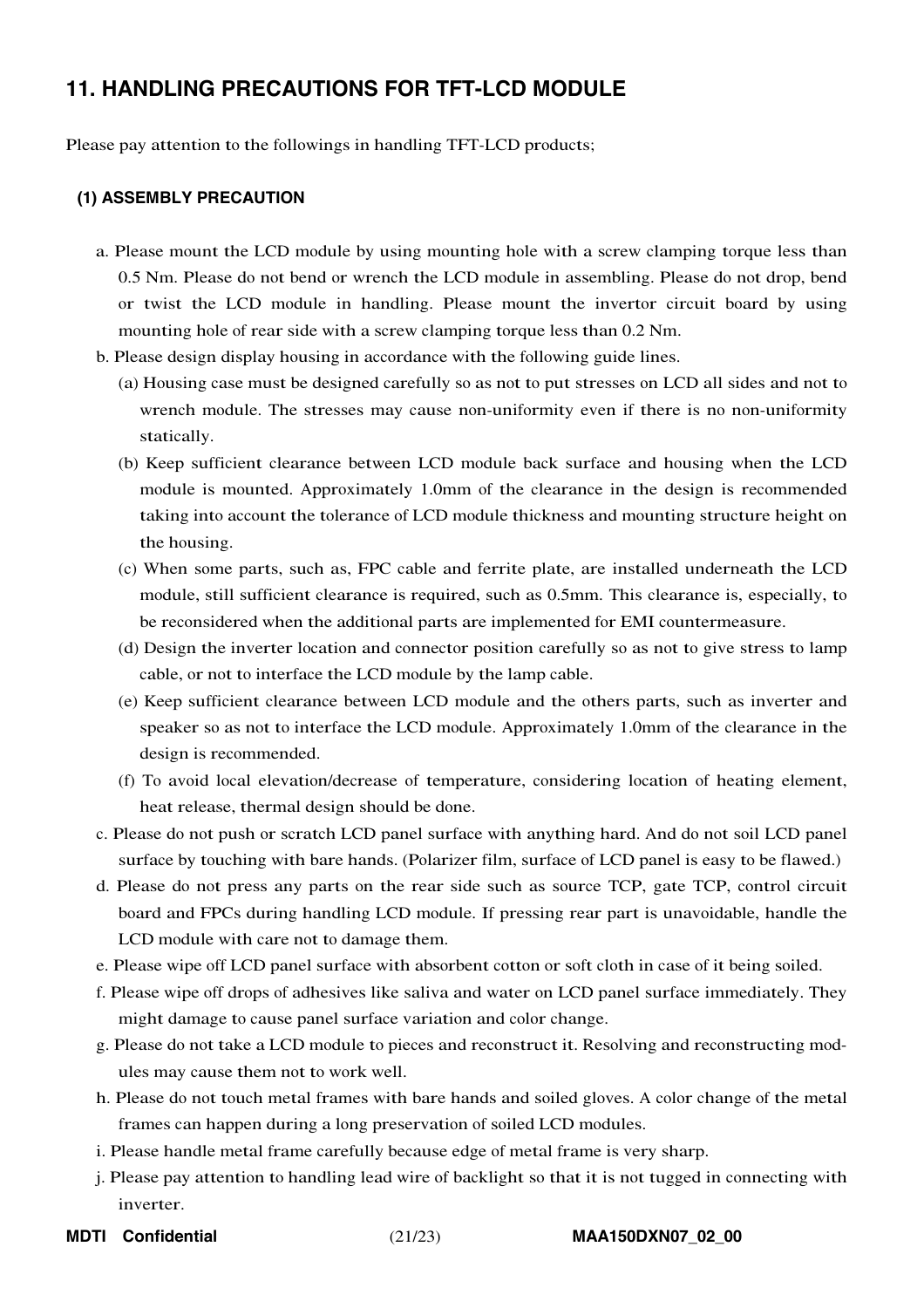## 11. HANDLING PRECAUTIONS FOR TFT-LCD MODULE

Please pay attention to the followings in handling TFT-LCD products;

### (1) ASSEMBLY PRECAUTION

a. Please mount the LCD module by using mounting hole with a screw clamping torque less than 0.5 Nm. Please do not bend or wrench the LCD module in assembling. Please do not drop, bend or twist the LCD module in handling. Please mount the invertor circuit board by using mounting hole of rear side with a screw clamping torque less than 0.2 Nm.

b. Please design display housing in accordance with the following guide lines.

(a) Housing case must be designed carefully so as not to put stresses on LCD all sides and not to wrench module. The stresses may cause non-uniformity even if there is no non-uniformity statically.

(b) Keep sufficient clearance between LCD module back surface and housing when the LCD module is mounted. Approximately 1.0mm of the clearance in the design is recommended taking into account the tolerance of LCD module thickness and mounting structure height on the housing.

(c) When some parts, such as, FPC cable and ferrite plate, are installed underneath the LCD module, still sufficient clearance is required, such as 0.5mm. This clearance is, especially, to be reconsidered when the additional parts are implemented for EMI countermeasure.

(d) Design the inverter location and connector position carefully so as not to give stress to lamp cable, or not to interface the LCD module by the lamp cable.

(e) Keep sufficient clearance between LCD module and the others parts, such as inverter and speaker so as not to interface the LCD module. Approximately 1.0mm of the clearance in the design is recommended.

(f) To avoid local elevation/decrease of temperature, considering location of heating element, heat release, thermal design should be done.

c. Please do not push or scratch LCD panel surface with anything hard. And do not soil LCD panel surface by touching with bare hands. (Polarizer film, surface of LCD panel is easy to be flawed.)

d. Please do not press any parts on the rear side such as source TCP, gate TCP, control circuit board and FPCs during handling LCD module. If pressing rear part is unavoidable, handle the LCD module with care not to damage them.

e. Please wipe off LCD panel surface with absorbent cotton or soft cloth in case of it being soiled.

f. Please wipe off drops of adhesives like saliva and water on LCD panel surface immediately. They might damage to cause panel surface variation and color change.

g. Please do not take a LCD module to pieces and reconstruct it. Resolving and reconstructing modules may cause them not to work well.

h. Please do not touch metal frames with bare hands and soiled gloves. A color change of the metal frames can happen during a long preservation of soiled LCD modules.

i. Please handle metal frame carefully because edge of metal frame is very sharp.

j. Please pay attention to handling lead wire of backlight so that it is not tugged in connecting with inverter.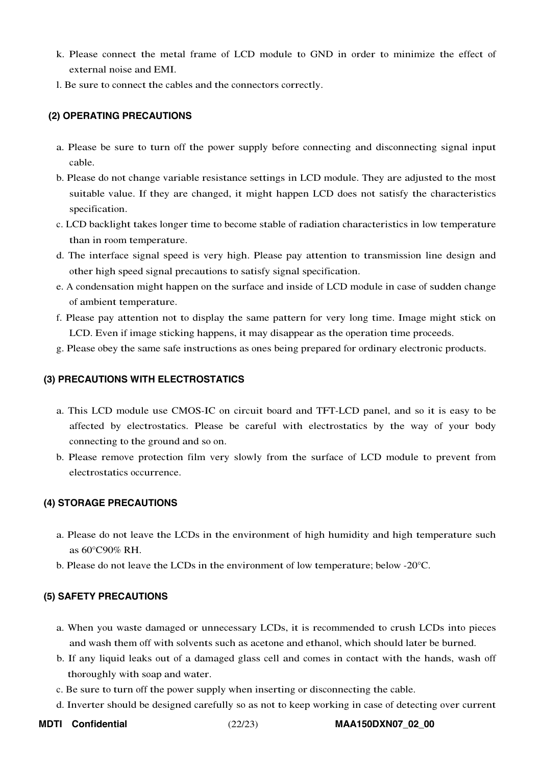k. Please connect the metal frame of LCD module to GND in order to minimize the effect of external noise and EMI.

l. Be sure to connect the cables and the connectors correctly.

#### (2) OPERATING PRECAUTIONS

a. Please be sure to turn off the power supply before connecting and disconnecting signal input cable.

b. Please do not change variable resistance settings in LCD module. They are adjusted to the most suitable value. If they are changed, it might happen LCD does not satisfy the characteristics specification.

c. LCD backlight takes longer time to become stable of radiation characteristics in low temperature than in room temperature.

d. The interface signal speed is very high. Please pay attention to transmission line design and other high speed signal precautions to satisfy signal specification.

e. A condensation might happen on the surface and inside of LCD module in case of sudden change of ambient temperature.

f. Please pay attention not to display the same pattern for very long time. Image might stick on LCD. Even if image sticking happens, it may disappear as the operation time proceeds.

g. Please obey the same safe instructions as ones being prepared for ordinary electronic products.

#### (3) PRECAUTIONS WITH ELECTROSTATICS

a. This LCD module use CMOS-IC on circuit board and TFT-LCD panel, and so it is easy to be affected by electrostatics. Please be careful with electrostatics by the way of your body connecting to the ground and so on.

b. Please remove protection film very slowly from the surface of LCD module to prevent from electrostatics occurrence.

#### (4) STORAGE PRECAUTIONS

a. Please do not leave the LCDs in the environment of high humidity and high temperature such as 60°C90% RH.

b. Please do not leave the LCDs in the environment of low temperature; below -20°C.

#### (5) SAFETY PRECAUTIONS

a. When you waste damaged or unnecessary LCDs, it is recommended to crush LCDs into pieces and wash them off with solvents such as acetone and ethanol, which should later be burned.

b. If any liquid leaks out of a damaged glass cell and comes in contact with the hands, wash off thoroughly with soap and water.

c. Be sure to turn off the power supply when inserting or disconnecting the cable.

d. Inverter should be designed carefully so as not to keep working in case of detecting over current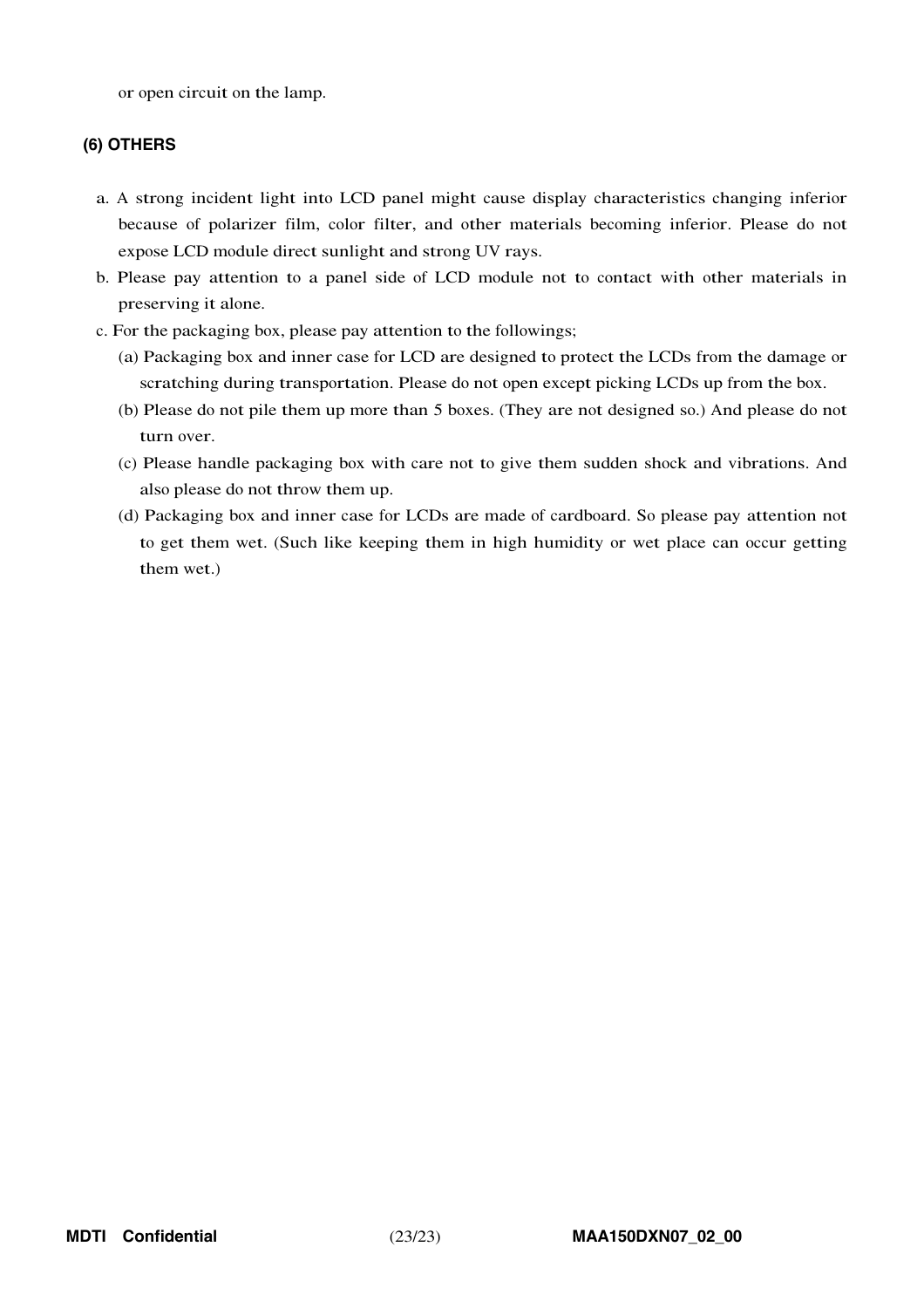or open circuit on the lamp.

**(6) OTHERS**

a. A strong incident light into LCD panel might cause display characteristics changing inferior because of polarizer film, color filter, and other materials becoming inferior. Please do not expose LCD module direct sunlight and strong UV rays.

b. Please pay attention to a panel side of LCD module not to contact with other materials in preserving it alone.

c. For the packaging box, please pay attention to the followings;

(a) Packaging box and inner case for LCD are designed to protect the LCDs from the damage or scratching during transportation. Please do not open except picking LCDs up from the box.

(b) Please do not pile them up more than 5 boxes. (They are not designed so.) And please do not turn over.

(c) Please handle packaging box with care not to give them sudden shock and vibrations. And also please do not throw them up.

(d) Packaging box and inner case for LCDs are made of cardboard. So please pay attention not to get them wet. (Such like keeping them in high humidity or wet place can occur getting them wet.)